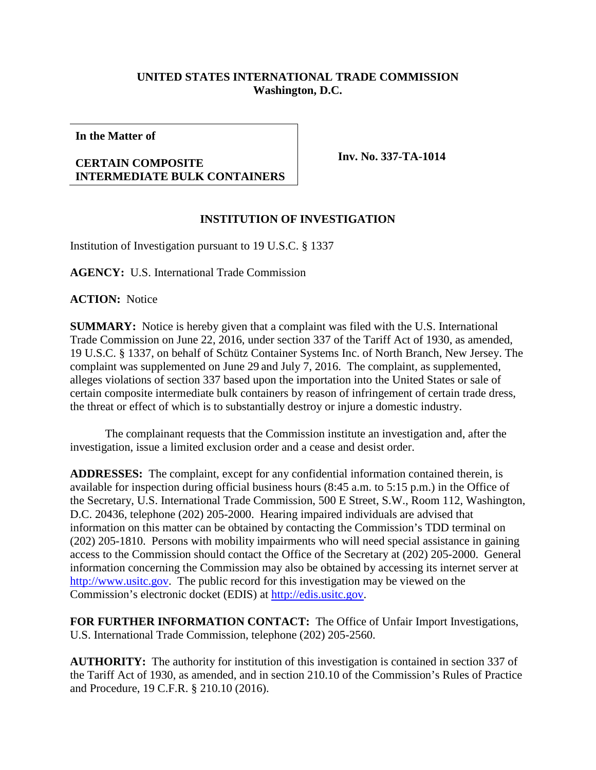**UNITED STATES INTERNATIONAL TRADE COMMISSION**
**Washington, D.C.**

| **In the Matter of**<br><br>**CERTAIN COMPOSITE INTERMEDIATE BULK CONTAINERS** | **Inv. No. 337-TA-1014** |
|---|---|

**INSTITUTION OF INVESTIGATION**

Institution of Investigation pursuant to 19 U.S.C. § 1337

**AGENCY:** U.S. International Trade Commission

**ACTION:** Notice

**SUMMARY:** Notice is hereby given that a complaint was filed with the U.S. International Trade Commission on June 22, 2016, under section 337 of the Tariff Act of 1930, as amended, 19 U.S.C. § 1337, on behalf of Schütz Container Systems Inc. of North Branch, New Jersey. The complaint was supplemented on June 29 and July 7, 2016. The complaint, as supplemented, alleges violations of section 337 based upon the importation into the United States or sale of certain composite intermediate bulk containers by reason of infringement of certain trade dress, the threat or effect of which is to substantially destroy or injure a domestic industry.

The complainant requests that the Commission institute an investigation and, after the investigation, issue a limited exclusion order and a cease and desist order.

**ADDRESSES:** The complaint, except for any confidential information contained therein, is available for inspection during official business hours (8:45 a.m. to 5:15 p.m.) in the Office of the Secretary, U.S. International Trade Commission, 500 E Street, S.W., Room 112, Washington, D.C. 20436, telephone (202) 205-2000. Hearing impaired individuals are advised that information on this matter can be obtained by contacting the Commission's TDD terminal on (202) 205-1810. Persons with mobility impairments who will need special assistance in gaining access to the Commission should contact the Office of the Secretary at (202) 205-2000. General information concerning the Commission may also be obtained by accessing its internet server at http://www.usitc.gov. The public record for this investigation may be viewed on the Commission's electronic docket (EDIS) at http://edis.usitc.gov.

**FOR FURTHER INFORMATION CONTACT:** The Office of Unfair Import Investigations, U.S. International Trade Commission, telephone (202) 205-2560.

**AUTHORITY:** The authority for institution of this investigation is contained in section 337 of the Tariff Act of 1930, as amended, and in section 210.10 of the Commission's Rules of Practice and Procedure, 19 C.F.R. § 210.10 (2016).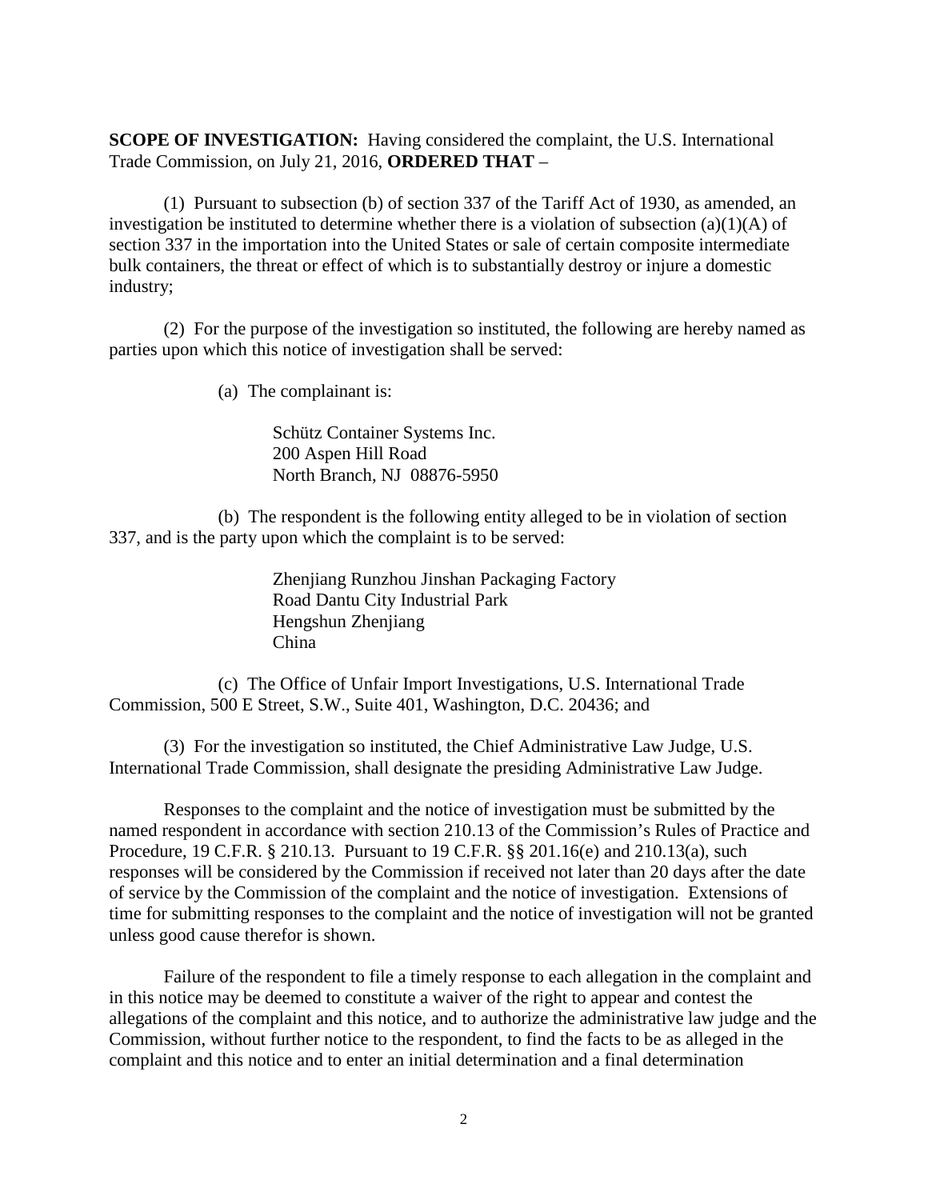**SCOPE OF INVESTIGATION:** Having considered the complaint, the U.S. International Trade Commission, on July 21, 2016, **ORDERED THAT** –

(1) Pursuant to subsection (b) of section 337 of the Tariff Act of 1930, as amended, an investigation be instituted to determine whether there is a violation of subsection (a)(1)(A) of section 337 in the importation into the United States or sale of certain composite intermediate bulk containers, the threat or effect of which is to substantially destroy or injure a domestic industry;

(2) For the purpose of the investigation so instituted, the following are hereby named as parties upon which this notice of investigation shall be served:

(a) The complainant is:

Schütz Container Systems Inc.
200 Aspen Hill Road
North Branch, NJ 08876-5950

(b) The respondent is the following entity alleged to be in violation of section 337, and is the party upon which the complaint is to be served:

Zhenjiang Runzhou Jinshan Packaging Factory
Road Dantu City Industrial Park
Hengshun Zhenjiang
China

(c) The Office of Unfair Import Investigations, U.S. International Trade Commission, 500 E Street, S.W., Suite 401, Washington, D.C. 20436; and

(3) For the investigation so instituted, the Chief Administrative Law Judge, U.S. International Trade Commission, shall designate the presiding Administrative Law Judge.

Responses to the complaint and the notice of investigation must be submitted by the named respondent in accordance with section 210.13 of the Commission's Rules of Practice and Procedure, 19 C.F.R. § 210.13. Pursuant to 19 C.F.R. §§ 201.16(e) and 210.13(a), such responses will be considered by the Commission if received not later than 20 days after the date of service by the Commission of the complaint and the notice of investigation. Extensions of time for submitting responses to the complaint and the notice of investigation will not be granted unless good cause therefor is shown.

Failure of the respondent to file a timely response to each allegation in the complaint and in this notice may be deemed to constitute a waiver of the right to appear and contest the allegations of the complaint and this notice, and to authorize the administrative law judge and the Commission, without further notice to the respondent, to find the facts to be as alleged in the complaint and this notice and to enter an initial determination and a final determination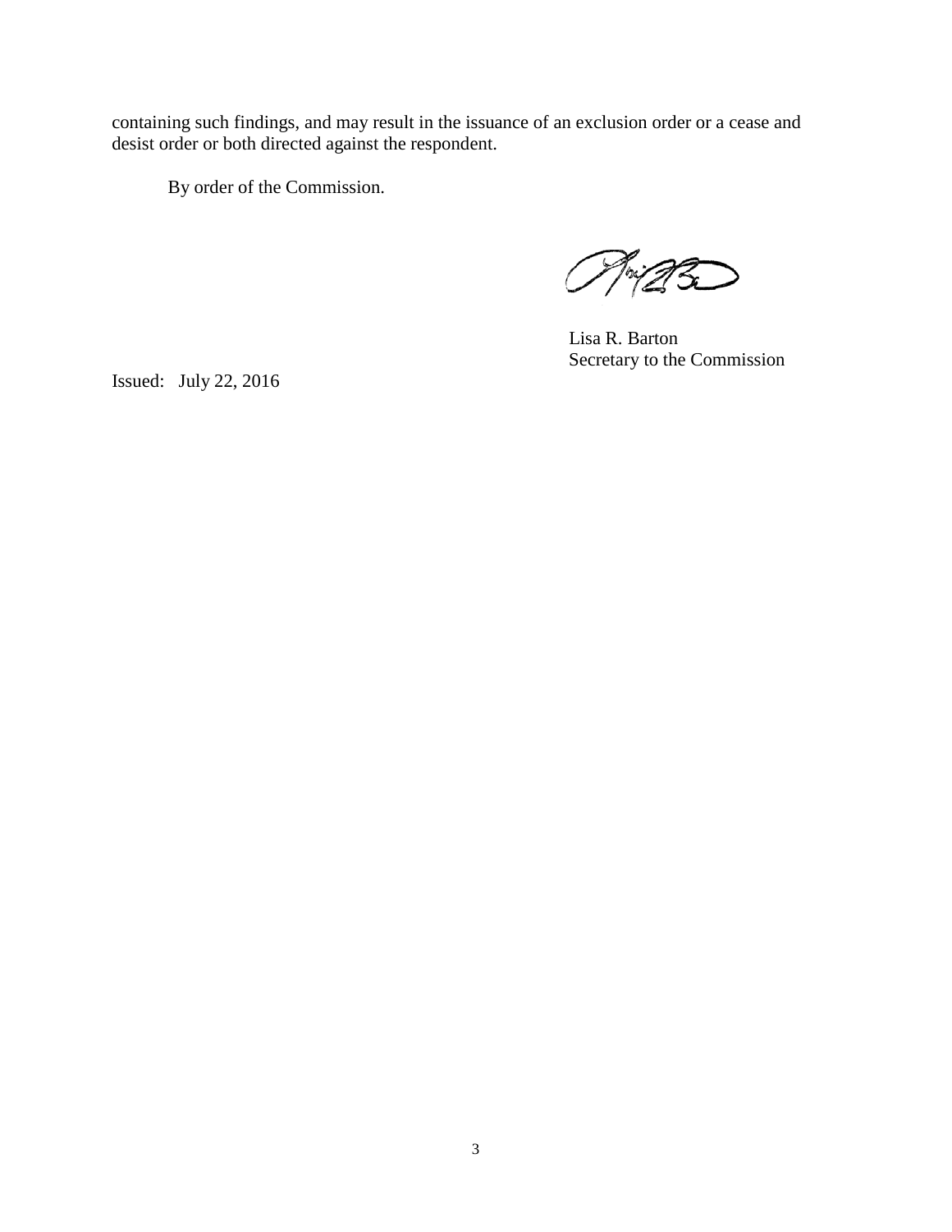containing such findings, and may result in the issuance of an exclusion order or a cease and desist order or both directed against the respondent.

By order of the Commission.

Lisa R. Barton
Secretary to the Commission

Issued: July 22, 2016